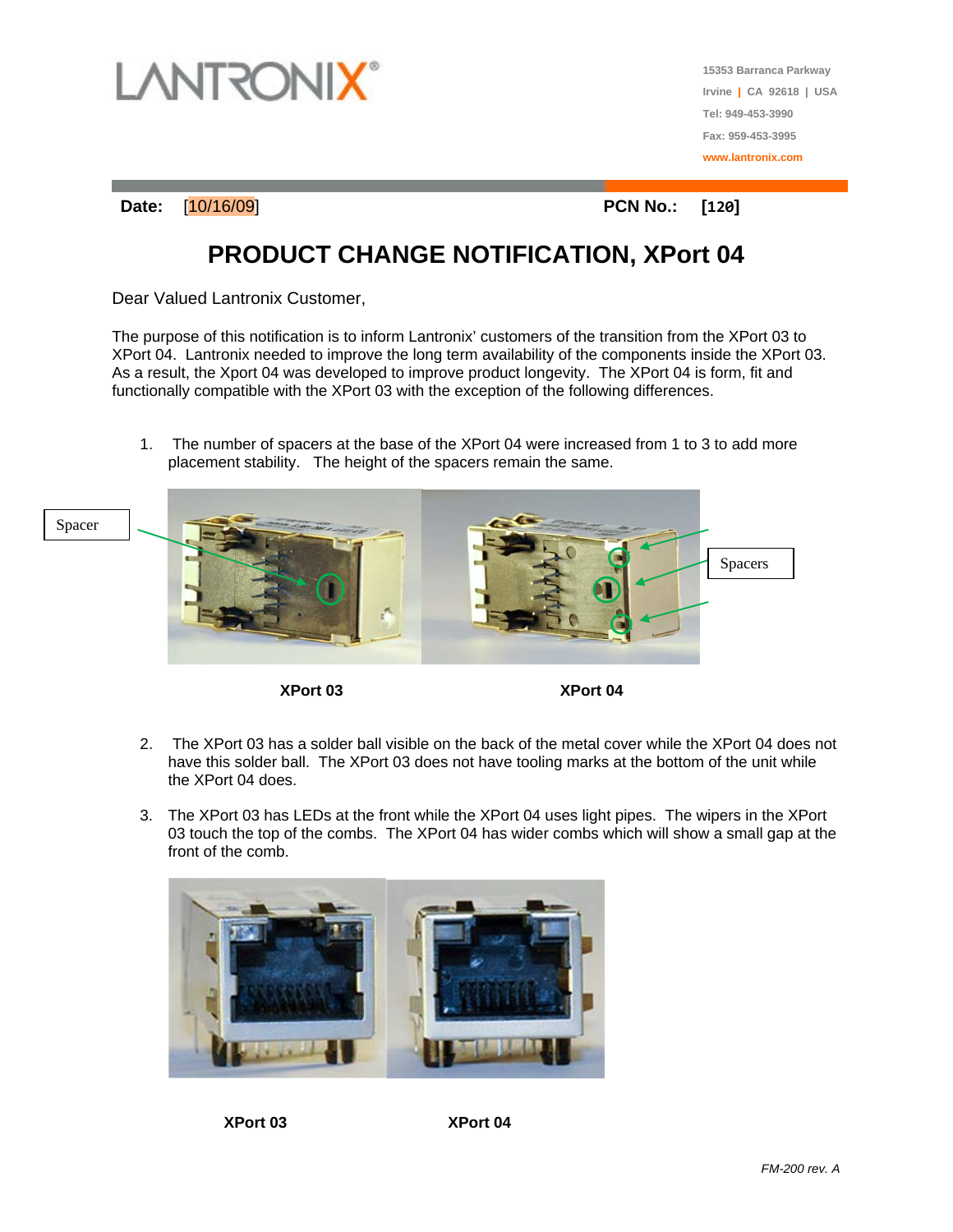15353 Barranca Parkway
Irvine | CA 92618 | USA
Tel: 949-453-3990
Fax: 959-453-3995
www.lantronix.com

**Date:** [10/16/09] **PCN No.:** [120]

# PRODUCT CHANGE NOTIFICATION, XPort 04

Dear Valued Lantronix Customer,

The purpose of this notification is to inform Lantronix' customers of the transition from the XPort 03 to XPort 04. Lantronix needed to improve the long term availability of the components inside the XPort 03. As a result, the Xport 04 was developed to improve product longevity. The XPort 04 is form, fit and functionally compatible with the XPort 03 with the exception of the following differences.

1. The number of spacers at the base of the XPort 04 were increased from 1 to 3 to add more placement stability. The height of the spacers remain the same.

Spacer

Spacers

**XPort 03** **XPort 04**

2. The XPort 03 has a solder ball visible on the back of the metal cover while the XPort 04 does not have this solder ball. The XPort 03 does not have tooling marks at the bottom of the unit while the XPort 04 does.

3. The XPort 03 has LEDs at the front while the XPort 04 uses light pipes. The wipers in the XPort 03 touch the top of the combs. The XPort 04 has wider combs which will show a small gap at the front of the comb.

**XPort 03** **XPort 04**

*FM-200 rev. A*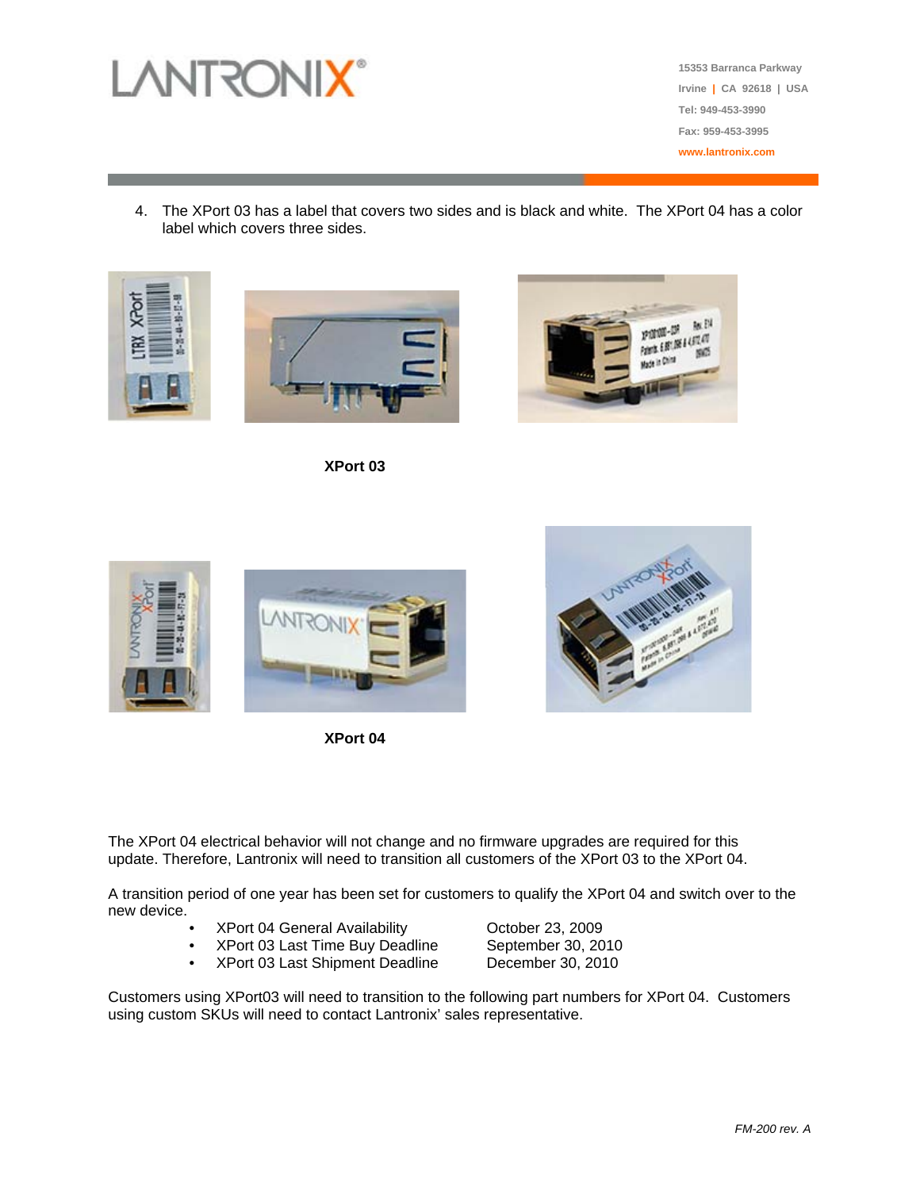4. The XPort 03 has a label that covers two sides and is black and white. The XPort 04 has a color label which covers three sides.

**XPort 03**

**XPort 04**

The XPort 04 electrical behavior will not change and no firmware upgrades are required for this update. Therefore, Lantronix will need to transition all customers of the XPort 03 to the XPort 04.

A transition period of one year has been set for customers to qualify the XPort 04 and switch over to the new device.

- XPort 04 General Availability — October 23, 2009
- XPort 03 Last Time Buy Deadline — September 30, 2010
- XPort 03 Last Shipment Deadline — December 30, 2010

Customers using XPort03 will need to transition to the following part numbers for XPort 04. Customers using custom SKUs will need to contact Lantronix' sales representative.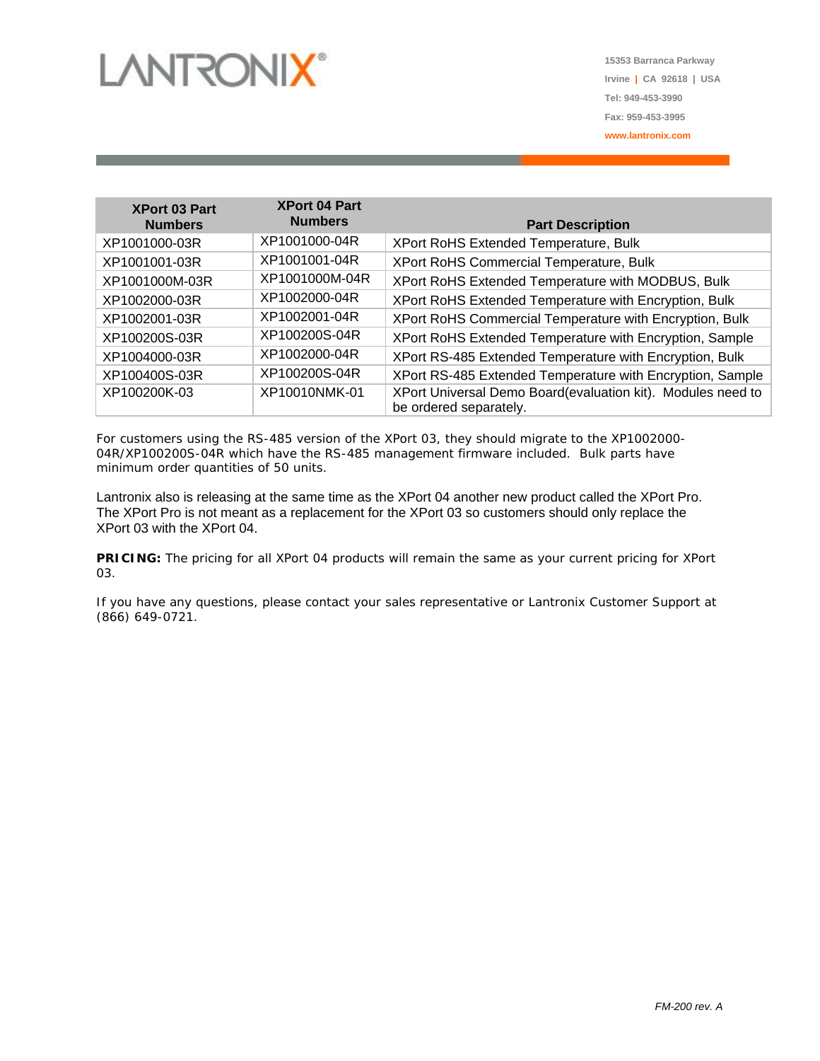| XPort 03 Part Numbers | XPort 04 Part Numbers | Part Description |
|---|---|---|
| XP1001000-03R | XP1001000-04R | XPort RoHS Extended Temperature, Bulk |
| XP1001001-03R | XP1001001-04R | XPort RoHS Commercial Temperature, Bulk |
| XP1001000M-03R | XP1001000M-04R | XPort RoHS Extended Temperature with MODBUS, Bulk |
| XP1002000-03R | XP1002000-04R | XPort RoHS Extended Temperature with Encryption, Bulk |
| XP1002001-03R | XP1002001-04R | XPort RoHS Commercial Temperature with Encryption, Bulk |
| XP100200S-03R | XP100200S-04R | XPort RoHS Extended Temperature with Encryption, Sample |
| XP1004000-03R | XP1002000-04R | XPort RS-485 Extended Temperature with Encryption, Bulk |
| XP100400S-03R | XP100200S-04R | XPort RS-485 Extended Temperature with Encryption, Sample |
| XP100200K-03 | XP10010NMK-01 | XPort Universal Demo Board(evaluation kit). Modules need to be ordered separately. |

For customers using the RS-485 version of the XPort 03, they should migrate to the XP1002000-04R/XP100200S-04R which have the RS-485 management firmware included. Bulk parts have minimum order quantities of 50 units.

Lantronix also is releasing at the same time as the XPort 04 another new product called the XPort Pro. The XPort Pro is not meant as a replacement for the XPort 03 so customers should only replace the XPort 03 with the XPort 04.

**PRICING:** The pricing for all XPort 04 products will remain the same as your current pricing for XPort 03.

If you have any questions, please contact your sales representative or Lantronix Customer Support at (866) 649-0721.